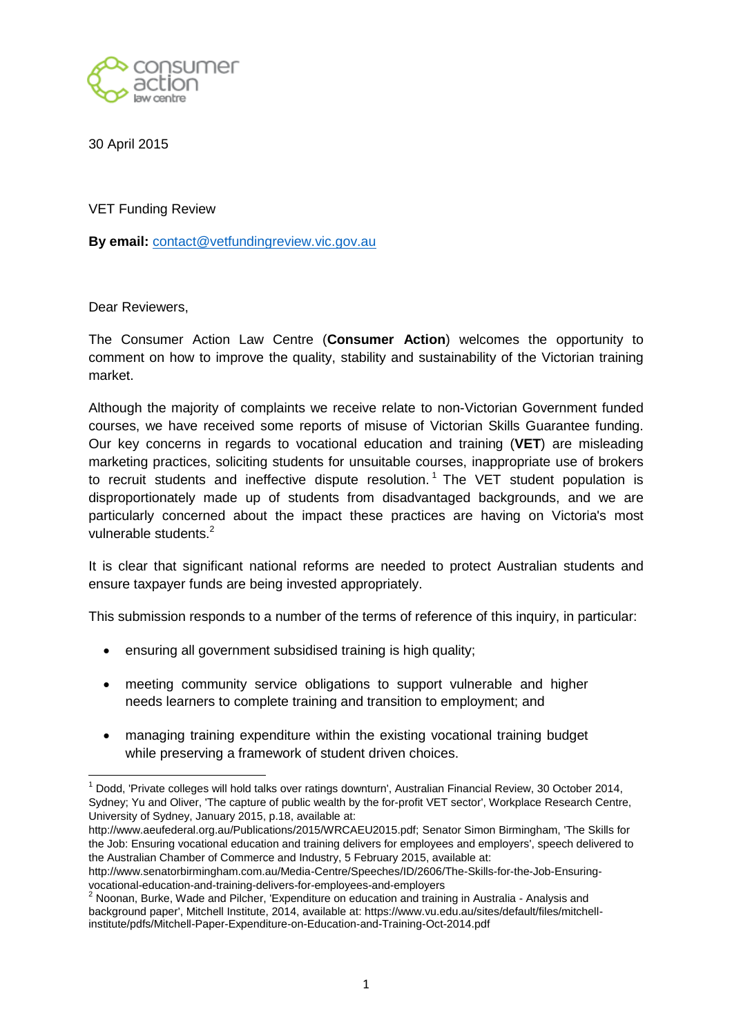30 April 2015

VET Funding Review

**By email:** contact@vetfundingreview.vic.gov.au

Dear Reviewers,

The Consumer Action Law Centre (**Consumer Action**) welcomes the opportunity to comment on how to improve the quality, stability and sustainability of the Victorian training market.

Although the majority of complaints we receive relate to non-Victorian Government funded courses, we have received some reports of misuse of Victorian Skills Guarantee funding. Our key concerns in regards to vocational education and training (**VET**) are misleading marketing practices, soliciting students for unsuitable courses, inappropriate use of brokers to recruit students and ineffective dispute resolution.[1] The VET student population is disproportionately made up of students from disadvantaged backgrounds, and we are particularly concerned about the impact these practices are having on Victoria's most vulnerable students.[2]

It is clear that significant national reforms are needed to protect Australian students and ensure taxpayer funds are being invested appropriately.

This submission responds to a number of the terms of reference of this inquiry, in particular:

- ensuring all government subsidised training is high quality;
- meeting community service obligations to support vulnerable and higher needs learners to complete training and transition to employment; and
- managing training expenditure within the existing vocational training budget while preserving a framework of student driven choices.

---

[1] Dodd, 'Private colleges will hold talks over ratings downturn', Australian Financial Review, 30 October 2014, Sydney; Yu and Oliver, 'The capture of public wealth by the for-profit VET sector', Workplace Research Centre, University of Sydney, January 2015, p.18, available at: http://www.aeufederal.org.au/Publications/2015/WRCAEU2015.pdf; Senator Simon Birmingham, 'The Skills for the Job: Ensuring vocational education and training delivers for employees and employers', speech delivered to the Australian Chamber of Commerce and Industry, 5 February 2015, available at: http://www.senatorbirmingham.com.au/Media-Centre/Speeches/ID/2606/The-Skills-for-the-Job-Ensuring-vocational-education-and-training-delivers-for-employees-and-employers

[2] Noonan, Burke, Wade and Pilcher, 'Expenditure on education and training in Australia - Analysis and background paper', Mitchell Institute, 2014, available at: https://www.vu.edu.au/sites/default/files/mitchell-institute/pdfs/Mitchell-Paper-Expenditure-on-Education-and-Training-Oct-2014.pdf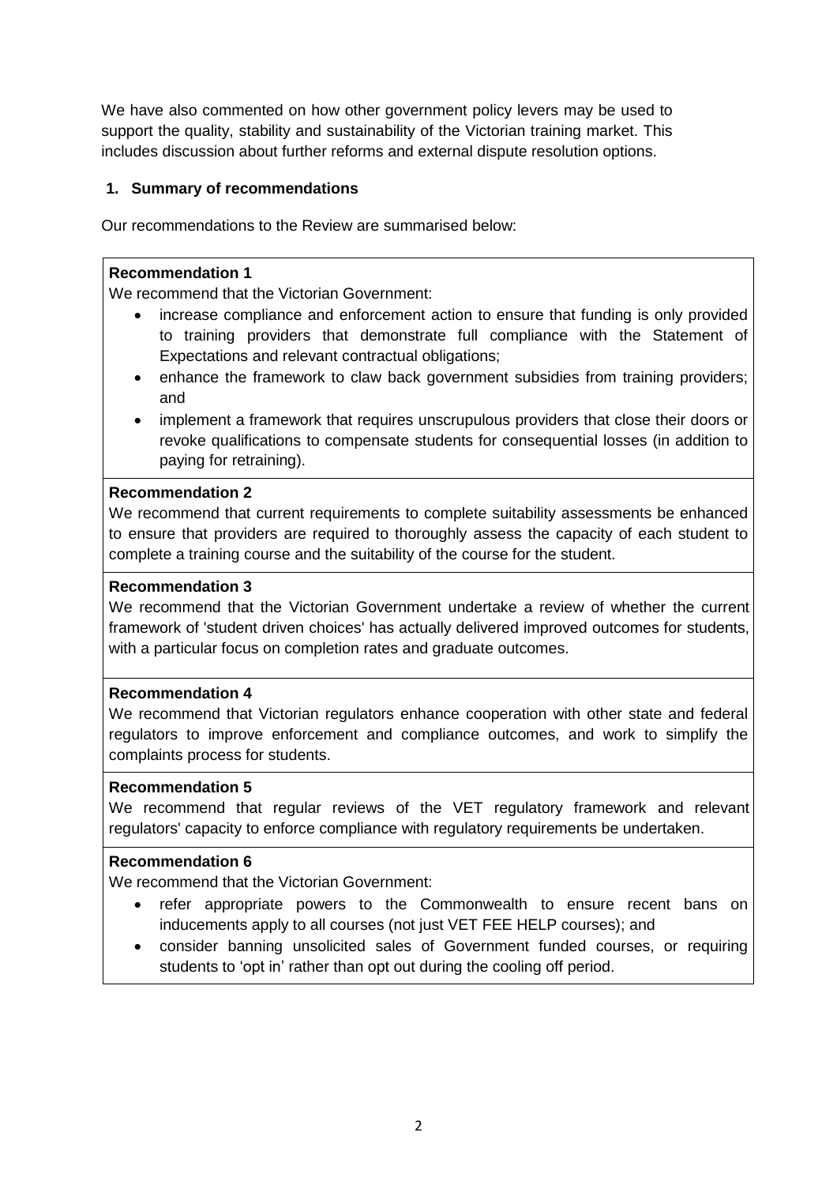We have also commented on how other government policy levers may be used to support the quality, stability and sustainability of the Victorian training market. This includes discussion about further reforms and external dispute resolution options.

## 1. Summary of recommendations

Our recommendations to the Review are summarised below:

**Recommendation 1**

We recommend that the Victorian Government:

- increase compliance and enforcement action to ensure that funding is only provided to training providers that demonstrate full compliance with the Statement of Expectations and relevant contractual obligations;
- enhance the framework to claw back government subsidies from training providers; and
- implement a framework that requires unscrupulous providers that close their doors or revoke qualifications to compensate students for consequential losses (in addition to paying for retraining).

**Recommendation 2**

We recommend that current requirements to complete suitability assessments be enhanced to ensure that providers are required to thoroughly assess the capacity of each student to complete a training course and the suitability of the course for the student.

**Recommendation 3**

We recommend that the Victorian Government undertake a review of whether the current framework of 'student driven choices' has actually delivered improved outcomes for students, with a particular focus on completion rates and graduate outcomes.

**Recommendation 4**

We recommend that Victorian regulators enhance cooperation with other state and federal regulators to improve enforcement and compliance outcomes, and work to simplify the complaints process for students.

**Recommendation 5**

We recommend that regular reviews of the VET regulatory framework and relevant regulators' capacity to enforce compliance with regulatory requirements be undertaken.

**Recommendation 6**

We recommend that the Victorian Government:

- refer appropriate powers to the Commonwealth to ensure recent bans on inducements apply to all courses (not just VET FEE HELP courses); and
- consider banning unsolicited sales of Government funded courses, or requiring students to 'opt in' rather than opt out during the cooling off period.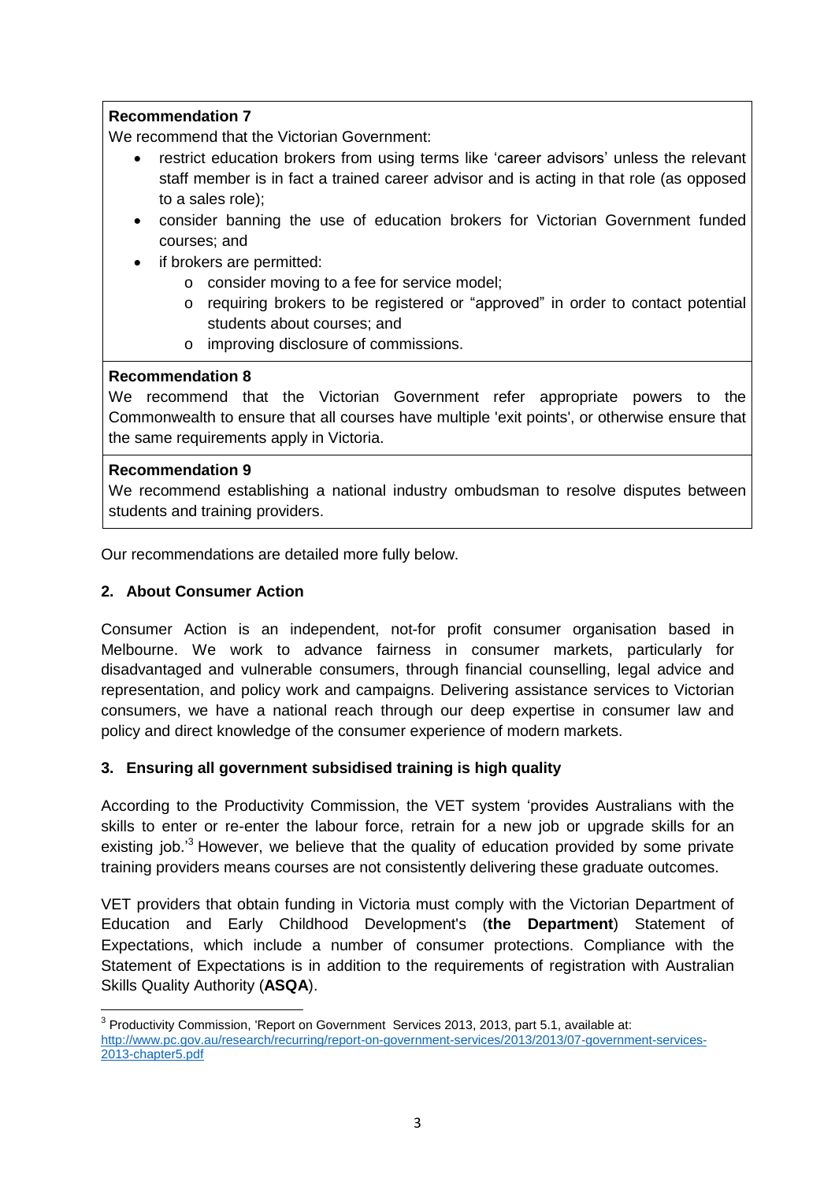**Recommendation 7**

We recommend that the Victorian Government:

- restrict education brokers from using terms like 'career advisors' unless the relevant staff member is in fact a trained career advisor and is acting in that role (as opposed to a sales role);
- consider banning the use of education brokers for Victorian Government funded courses; and
- if brokers are permitted:
  - consider moving to a fee for service model;
  - requiring brokers to be registered or "approved" in order to contact potential students about courses; and
  - improving disclosure of commissions.

**Recommendation 8**

We recommend that the Victorian Government refer appropriate powers to the Commonwealth to ensure that all courses have multiple 'exit points', or otherwise ensure that the same requirements apply in Victoria.

**Recommendation 9**

We recommend establishing a national industry ombudsman to resolve disputes between students and training providers.

Our recommendations are detailed more fully below.

## 2. About Consumer Action

Consumer Action is an independent, not-for profit consumer organisation based in Melbourne. We work to advance fairness in consumer markets, particularly for disadvantaged and vulnerable consumers, through financial counselling, legal advice and representation, and policy work and campaigns. Delivering assistance services to Victorian consumers, we have a national reach through our deep expertise in consumer law and policy and direct knowledge of the consumer experience of modern markets.

## 3. Ensuring all government subsidised training is high quality

According to the Productivity Commission, the VET system 'provides Australians with the skills to enter or re-enter the labour force, retrain for a new job or upgrade skills for an existing job.'[3] However, we believe that the quality of education provided by some private training providers means courses are not consistently delivering these graduate outcomes.

VET providers that obtain funding in Victoria must comply with the Victorian Department of Education and Early Childhood Development's (**the Department**) Statement of Expectations, which include a number of consumer protections. Compliance with the Statement of Expectations is in addition to the requirements of registration with Australian Skills Quality Authority (**ASQA**).

---

[3] Productivity Commission, 'Report on Government Services 2013, 2013, part 5.1, available at: http://www.pc.gov.au/research/recurring/report-on-government-services/2013/2013/07-government-services-2013-chapter5.pdf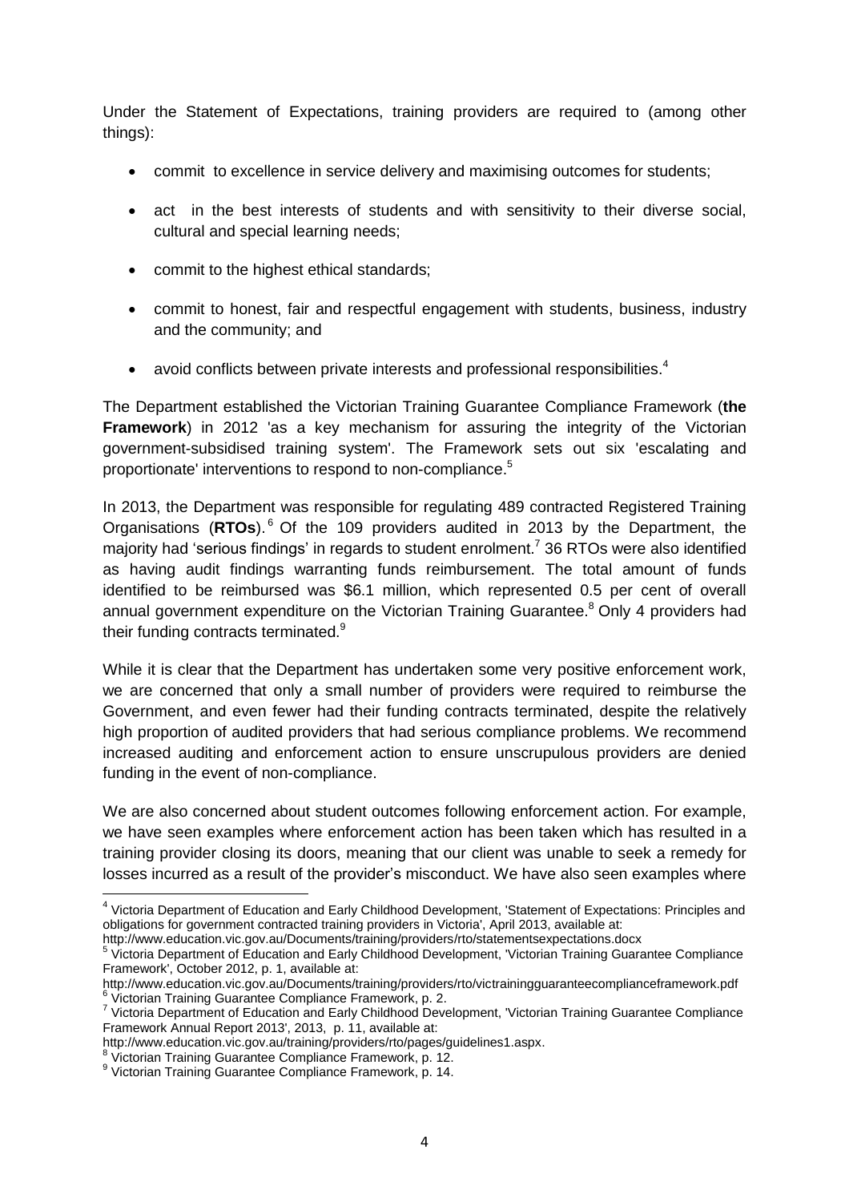Under the Statement of Expectations, training providers are required to (among other things):

- commit to excellence in service delivery and maximising outcomes for students;
- act in the best interests of students and with sensitivity to their diverse social, cultural and special learning needs;
- commit to the highest ethical standards;
- commit to honest, fair and respectful engagement with students, business, industry and the community; and
- avoid conflicts between private interests and professional responsibilities.[4]

The Department established the Victorian Training Guarantee Compliance Framework (**the Framework**) in 2012 'as a key mechanism for assuring the integrity of the Victorian government-subsidised training system'. The Framework sets out six 'escalating and proportionate' interventions to respond to non-compliance.[5]

In 2013, the Department was responsible for regulating 489 contracted Registered Training Organisations (**RTOs**).[6] Of the 109 providers audited in 2013 by the Department, the majority had 'serious findings' in regards to student enrolment.[7] 36 RTOs were also identified as having audit findings warranting funds reimbursement. The total amount of funds identified to be reimbursed was $6.1 million, which represented 0.5 per cent of overall annual government expenditure on the Victorian Training Guarantee.[8] Only 4 providers had their funding contracts terminated.[9]

While it is clear that the Department has undertaken some very positive enforcement work, we are concerned that only a small number of providers were required to reimburse the Government, and even fewer had their funding contracts terminated, despite the relatively high proportion of audited providers that had serious compliance problems. We recommend increased auditing and enforcement action to ensure unscrupulous providers are denied funding in the event of non-compliance.

We are also concerned about student outcomes following enforcement action. For example, we have seen examples where enforcement action has been taken which has resulted in a training provider closing its doors, meaning that our client was unable to seek a remedy for losses incurred as a result of the provider's misconduct. We have also seen examples where

---

[4] Victoria Department of Education and Early Childhood Development, 'Statement of Expectations: Principles and obligations for government contracted training providers in Victoria', April 2013, available at: http://www.education.vic.gov.au/Documents/training/providers/rto/statementsexpectations.docx

[5] Victoria Department of Education and Early Childhood Development, 'Victorian Training Guarantee Compliance Framework', October 2012, p. 1, available at: http://www.education.vic.gov.au/Documents/training/providers/rto/victrainingguaranteecomplianceframework.pdf

[6] Victorian Training Guarantee Compliance Framework, p. 2.

[7] Victoria Department of Education and Early Childhood Development, 'Victorian Training Guarantee Compliance Framework Annual Report 2013', 2013, p. 11, available at: http://www.education.vic.gov.au/training/providers/rto/pages/guidelines1.aspx.

[8] Victorian Training Guarantee Compliance Framework, p. 12.

[9] Victorian Training Guarantee Compliance Framework, p. 14.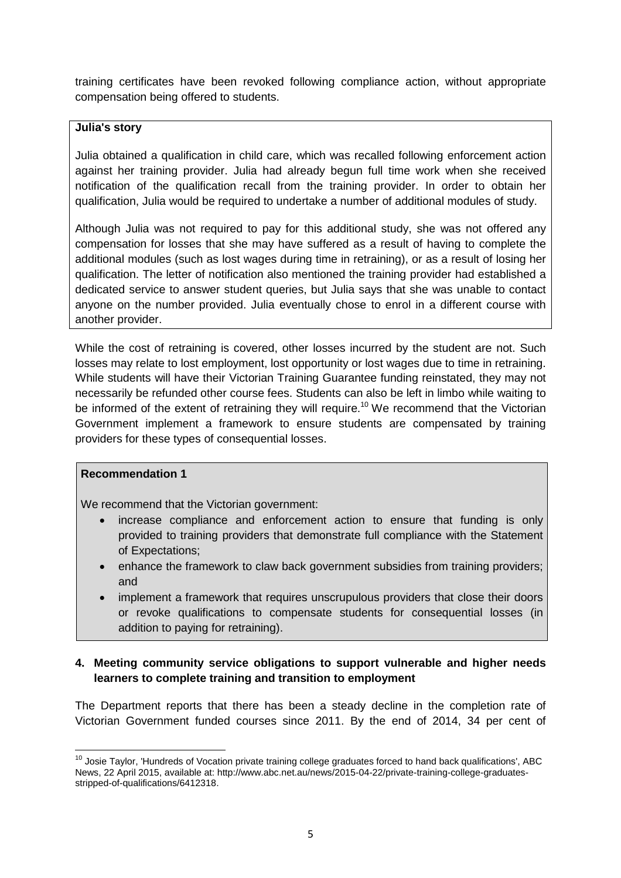training certificates have been revoked following compliance action, without appropriate compensation being offered to students.

**Julia's story**

Julia obtained a qualification in child care, which was recalled following enforcement action against her training provider. Julia had already begun full time work when she received notification of the qualification recall from the training provider. In order to obtain her qualification, Julia would be required to undertake a number of additional modules of study.

Although Julia was not required to pay for this additional study, she was not offered any compensation for losses that she may have suffered as a result of having to complete the additional modules (such as lost wages during time in retraining), or as a result of losing her qualification. The letter of notification also mentioned the training provider had established a dedicated service to answer student queries, but Julia says that she was unable to contact anyone on the number provided. Julia eventually chose to enrol in a different course with another provider.

While the cost of retraining is covered, other losses incurred by the student are not. Such losses may relate to lost employment, lost opportunity or lost wages due to time in retraining. While students will have their Victorian Training Guarantee funding reinstated, they may not necessarily be refunded other course fees. Students can also be left in limbo while waiting to be informed of the extent of retraining they will require.[10] We recommend that the Victorian Government implement a framework to ensure students are compensated by training providers for these types of consequential losses.

**Recommendation 1**

We recommend that the Victorian government:

- increase compliance and enforcement action to ensure that funding is only provided to training providers that demonstrate full compliance with the Statement of Expectations;
- enhance the framework to claw back government subsidies from training providers; and
- implement a framework that requires unscrupulous providers that close their doors or revoke qualifications to compensate students for consequential losses (in addition to paying for retraining).

## 4. Meeting community service obligations to support vulnerable and higher needs learners to complete training and transition to employment

The Department reports that there has been a steady decline in the completion rate of Victorian Government funded courses since 2011. By the end of 2014, 34 per cent of

[10] Josie Taylor, 'Hundreds of Vocation private training college graduates forced to hand back qualifications', ABC News, 22 April 2015, available at: http://www.abc.net.au/news/2015-04-22/private-training-college-graduates-stripped-of-qualifications/6412318.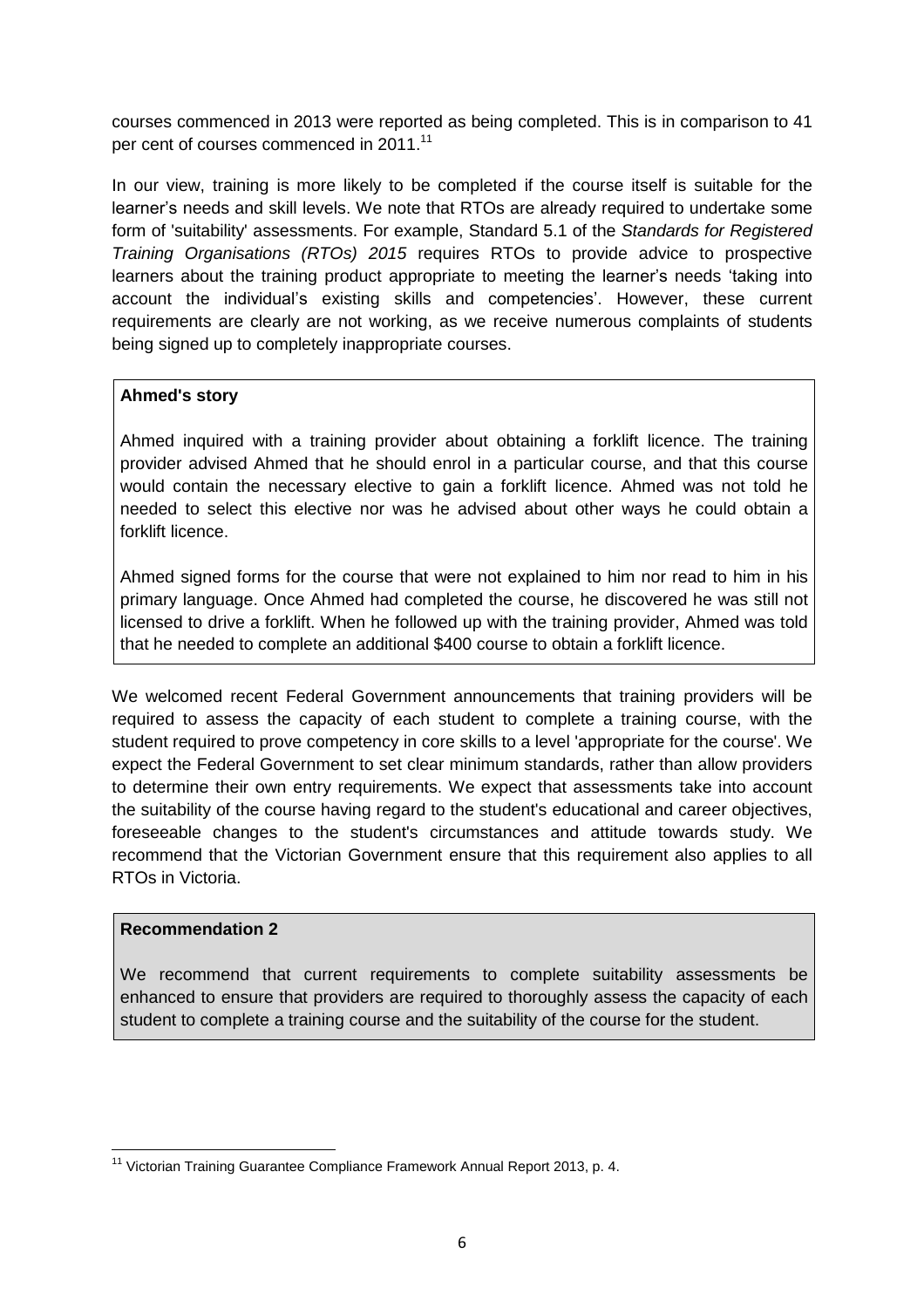courses commenced in 2013 were reported as being completed. This is in comparison to 41 per cent of courses commenced in 2011.[11]

In our view, training is more likely to be completed if the course itself is suitable for the learner's needs and skill levels. We note that RTOs are already required to undertake some form of 'suitability' assessments. For example, Standard 5.1 of the *Standards for Registered Training Organisations (RTOs) 2015* requires RTOs to provide advice to prospective learners about the training product appropriate to meeting the learner's needs 'taking into account the individual's existing skills and competencies'. However, these current requirements are clearly are not working, as we receive numerous complaints of students being signed up to completely inappropriate courses.

**Ahmed's story**

Ahmed inquired with a training provider about obtaining a forklift licence. The training provider advised Ahmed that he should enrol in a particular course, and that this course would contain the necessary elective to gain a forklift licence. Ahmed was not told he needed to select this elective nor was he advised about other ways he could obtain a forklift licence.

Ahmed signed forms for the course that were not explained to him nor read to him in his primary language. Once Ahmed had completed the course, he discovered he was still not licensed to drive a forklift. When he followed up with the training provider, Ahmed was told that he needed to complete an additional $400 course to obtain a forklift licence.

We welcomed recent Federal Government announcements that training providers will be required to assess the capacity of each student to complete a training course, with the student required to prove competency in core skills to a level 'appropriate for the course'. We expect the Federal Government to set clear minimum standards, rather than allow providers to determine their own entry requirements. We expect that assessments take into account the suitability of the course having regard to the student's educational and career objectives, foreseeable changes to the student's circumstances and attitude towards study. We recommend that the Victorian Government ensure that this requirement also applies to all RTOs in Victoria.

**Recommendation 2**

We recommend that current requirements to complete suitability assessments be enhanced to ensure that providers are required to thoroughly assess the capacity of each student to complete a training course and the suitability of the course for the student.

[11] Victorian Training Guarantee Compliance Framework Annual Report 2013, p. 4.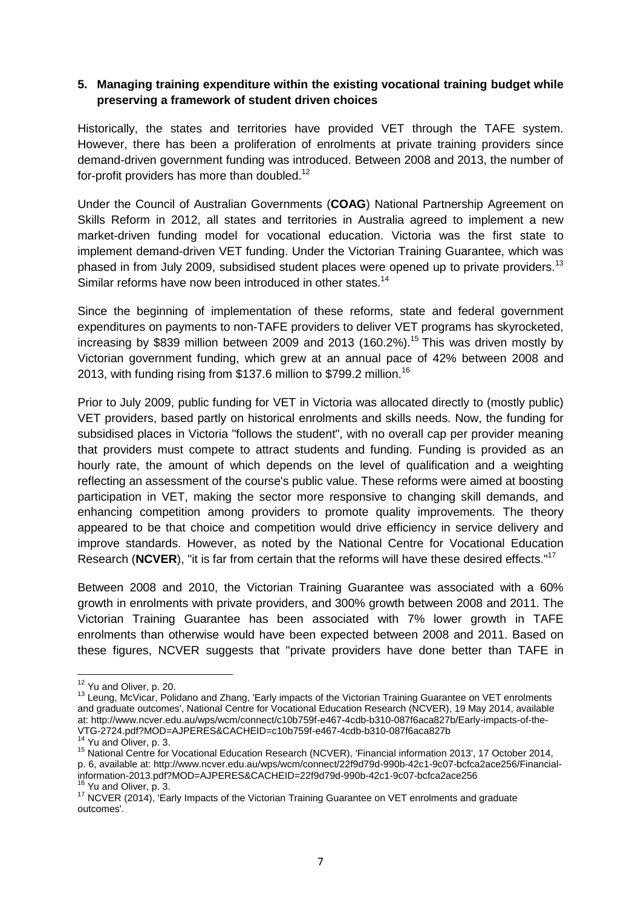## 5. Managing training expenditure within the existing vocational training budget while preserving a framework of student driven choices

Historically, the states and territories have provided VET through the TAFE system. However, there has been a proliferation of enrolments at private training providers since demand-driven government funding was introduced. Between 2008 and 2013, the number of for-profit providers has more than doubled.[12]

Under the Council of Australian Governments (**COAG**) National Partnership Agreement on Skills Reform in 2012, all states and territories in Australia agreed to implement a new market-driven funding model for vocational education. Victoria was the first state to implement demand-driven VET funding. Under the Victorian Training Guarantee, which was phased in from July 2009, subsidised student places were opened up to private providers.[13] Similar reforms have now been introduced in other states.[14]

Since the beginning of implementation of these reforms, state and federal government expenditures on payments to non-TAFE providers to deliver VET programs has skyrocketed, increasing by $839 million between 2009 and 2013 (160.2%).[15] This was driven mostly by Victorian government funding, which grew at an annual pace of 42% between 2008 and 2013, with funding rising from $137.6 million to $799.2 million.[16]

Prior to July 2009, public funding for VET in Victoria was allocated directly to (mostly public) VET providers, based partly on historical enrolments and skills needs. Now, the funding for subsidised places in Victoria "follows the student", with no overall cap per provider meaning that providers must compete to attract students and funding. Funding is provided as an hourly rate, the amount of which depends on the level of qualification and a weighting reflecting an assessment of the course's public value. These reforms were aimed at boosting participation in VET, making the sector more responsive to changing skill demands, and enhancing competition among providers to promote quality improvements. The theory appeared to be that choice and competition would drive efficiency in service delivery and improve standards. However, as noted by the National Centre for Vocational Education Research (**NCVER**), "it is far from certain that the reforms will have these desired effects."[17]

Between 2008 and 2010, the Victorian Training Guarantee was associated with a 60% growth in enrolments with private providers, and 300% growth between 2008 and 2011. The Victorian Training Guarantee has been associated with 7% lower growth in TAFE enrolments than otherwise would have been expected between 2008 and 2011. Based on these figures, NCVER suggests that "private providers have done better than TAFE in

---

[12] Yu and Oliver, p. 20.

[13] Leung, McVicar, Polidano and Zhang, 'Early impacts of the Victorian Training Guarantee on VET enrolments and graduate outcomes', National Centre for Vocational Education Research (NCVER), 19 May 2014, available at: http://www.ncver.edu.au/wps/wcm/connect/c10b759f-e467-4cdb-b310-087f6aca827b/Early-impacts-of-the-VTG-2724.pdf?MOD=AJPERES&CACHEID=c10b759f-e467-4cdb-b310-087f6aca827b

[14] Yu and Oliver, p. 3.

[15] National Centre for Vocational Education Research (NCVER), 'Financial information 2013', 17 October 2014, p. 6, available at: http://www.ncver.edu.au/wps/wcm/connect/22f9d79d-990b-42c1-9c07-bcfca2ace256/Financial-information-2013.pdf?MOD=AJPERES&CACHEID=22f9d79d-990b-42c1-9c07-bcfca2ace256

[16] Yu and Oliver, p. 3.

[17] NCVER (2014), 'Early Impacts of the Victorian Training Guarantee on VET enrolments and graduate outcomes'.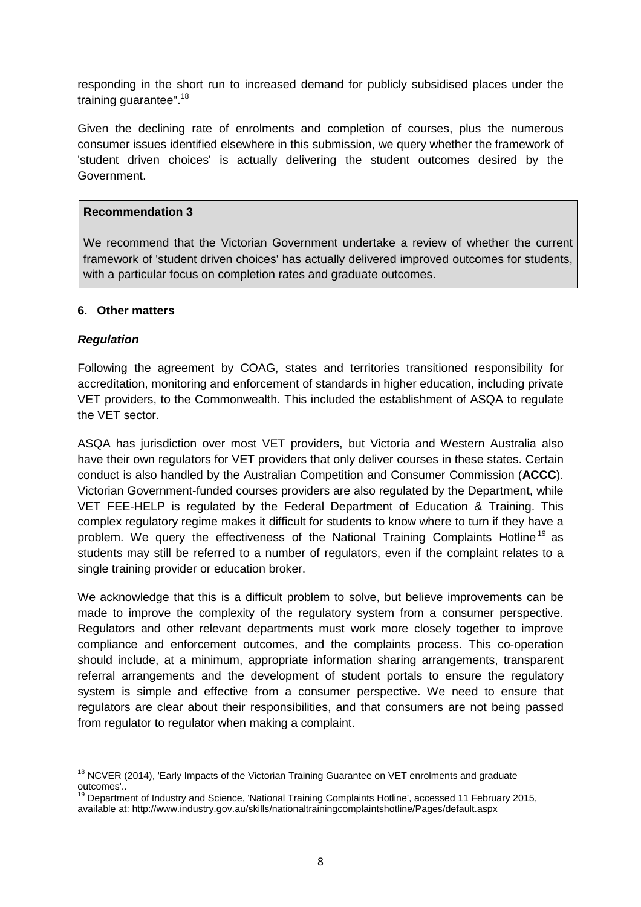responding in the short run to increased demand for publicly subsidised places under the training guarantee".[18]

Given the declining rate of enrolments and completion of courses, plus the numerous consumer issues identified elsewhere in this submission, we query whether the framework of 'student driven choices' is actually delivering the student outcomes desired by the Government.

> **Recommendation 3**
>
> We recommend that the Victorian Government undertake a review of whether the current framework of 'student driven choices' has actually delivered improved outcomes for students, with a particular focus on completion rates and graduate outcomes.

## 6. Other matters

### *Regulation*

Following the agreement by COAG, states and territories transitioned responsibility for accreditation, monitoring and enforcement of standards in higher education, including private VET providers, to the Commonwealth. This included the establishment of ASQA to regulate the VET sector.

ASQA has jurisdiction over most VET providers, but Victoria and Western Australia also have their own regulators for VET providers that only deliver courses in these states. Certain conduct is also handled by the Australian Competition and Consumer Commission (**ACCC**). Victorian Government-funded courses providers are also regulated by the Department, while VET FEE-HELP is regulated by the Federal Department of Education & Training. This complex regulatory regime makes it difficult for students to know where to turn if they have a problem. We query the effectiveness of the National Training Complaints Hotline[19] as students may still be referred to a number of regulators, even if the complaint relates to a single training provider or education broker.

We acknowledge that this is a difficult problem to solve, but believe improvements can be made to improve the complexity of the regulatory system from a consumer perspective. Regulators and other relevant departments must work more closely together to improve compliance and enforcement outcomes, and the complaints process. This co-operation should include, at a minimum, appropriate information sharing arrangements, transparent referral arrangements and the development of student portals to ensure the regulatory system is simple and effective from a consumer perspective. We need to ensure that regulators are clear about their responsibilities, and that consumers are not being passed from regulator to regulator when making a complaint.

---

[18] NCVER (2014), 'Early Impacts of the Victorian Training Guarantee on VET enrolments and graduate outcomes'..

[19] Department of Industry and Science, 'National Training Complaints Hotline', accessed 11 February 2015, available at: http://www.industry.gov.au/skills/nationaltrainingcomplaintshotline/Pages/default.aspx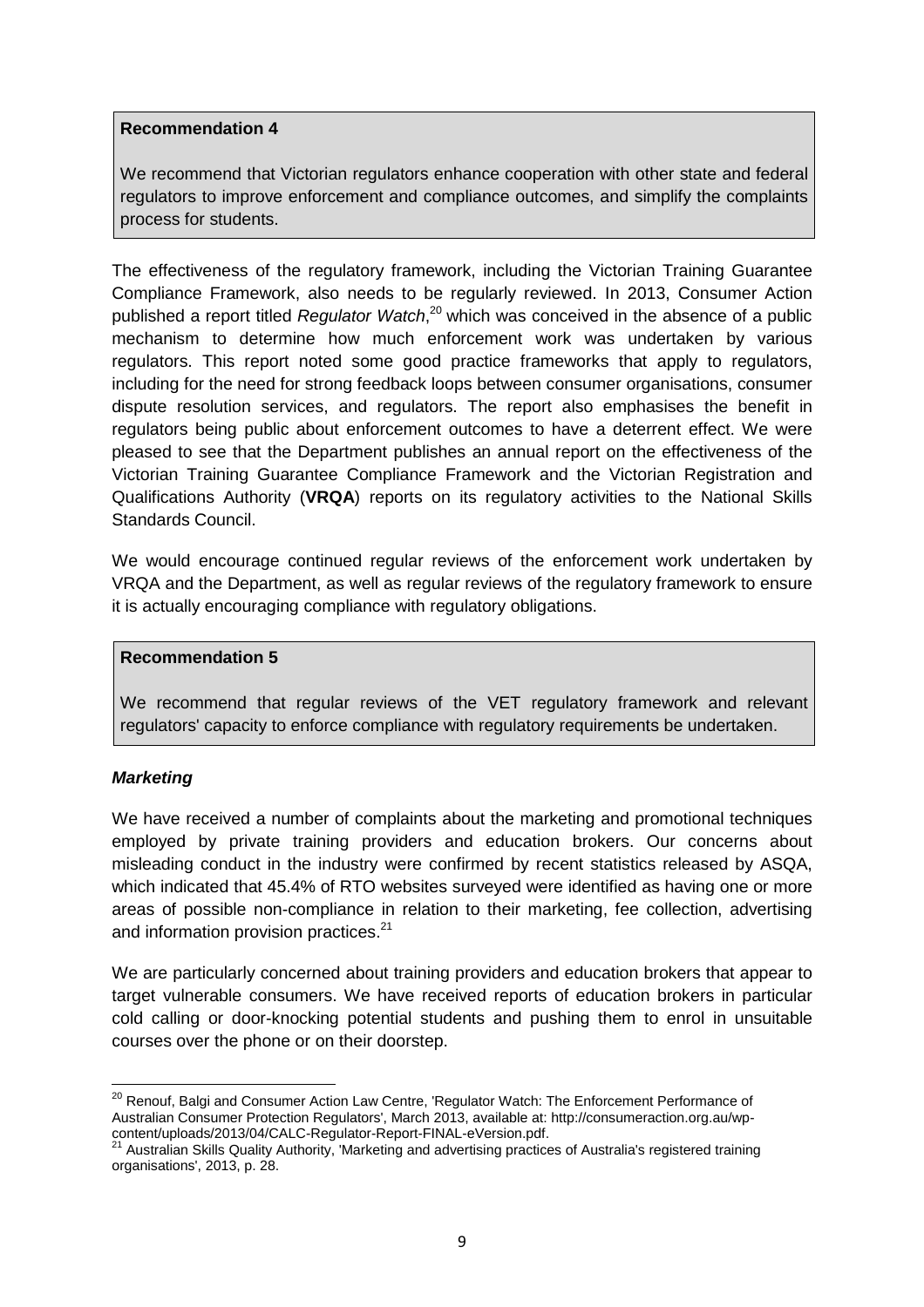**Recommendation 4**

We recommend that Victorian regulators enhance cooperation with other state and federal regulators to improve enforcement and compliance outcomes, and simplify the complaints process for students.

The effectiveness of the regulatory framework, including the Victorian Training Guarantee Compliance Framework, also needs to be regularly reviewed. In 2013, Consumer Action published a report titled *Regulator Watch*,[20] which was conceived in the absence of a public mechanism to determine how much enforcement work was undertaken by various regulators. This report noted some good practice frameworks that apply to regulators, including for the need for strong feedback loops between consumer organisations, consumer dispute resolution services, and regulators. The report also emphasises the benefit in regulators being public about enforcement outcomes to have a deterrent effect. We were pleased to see that the Department publishes an annual report on the effectiveness of the Victorian Training Guarantee Compliance Framework and the Victorian Registration and Qualifications Authority (**VRQA**) reports on its regulatory activities to the National Skills Standards Council.

We would encourage continued regular reviews of the enforcement work undertaken by VRQA and the Department, as well as regular reviews of the regulatory framework to ensure it is actually encouraging compliance with regulatory obligations.

**Recommendation 5**

We recommend that regular reviews of the VET regulatory framework and relevant regulators' capacity to enforce compliance with regulatory requirements be undertaken.

### ***Marketing***

We have received a number of complaints about the marketing and promotional techniques employed by private training providers and education brokers. Our concerns about misleading conduct in the industry were confirmed by recent statistics released by ASQA, which indicated that 45.4% of RTO websites surveyed were identified as having one or more areas of possible non-compliance in relation to their marketing, fee collection, advertising and information provision practices.[21]

We are particularly concerned about training providers and education brokers that appear to target vulnerable consumers. We have received reports of education brokers in particular cold calling or door-knocking potential students and pushing them to enrol in unsuitable courses over the phone or on their doorstep.

---

[20] Renouf, Balgi and Consumer Action Law Centre, 'Regulator Watch: The Enforcement Performance of Australian Consumer Protection Regulators', March 2013, available at: http://consumeraction.org.au/wp-content/uploads/2013/04/CALC-Regulator-Report-FINAL-eVersion.pdf.

[21] Australian Skills Quality Authority, 'Marketing and advertising practices of Australia's registered training organisations', 2013, p. 28.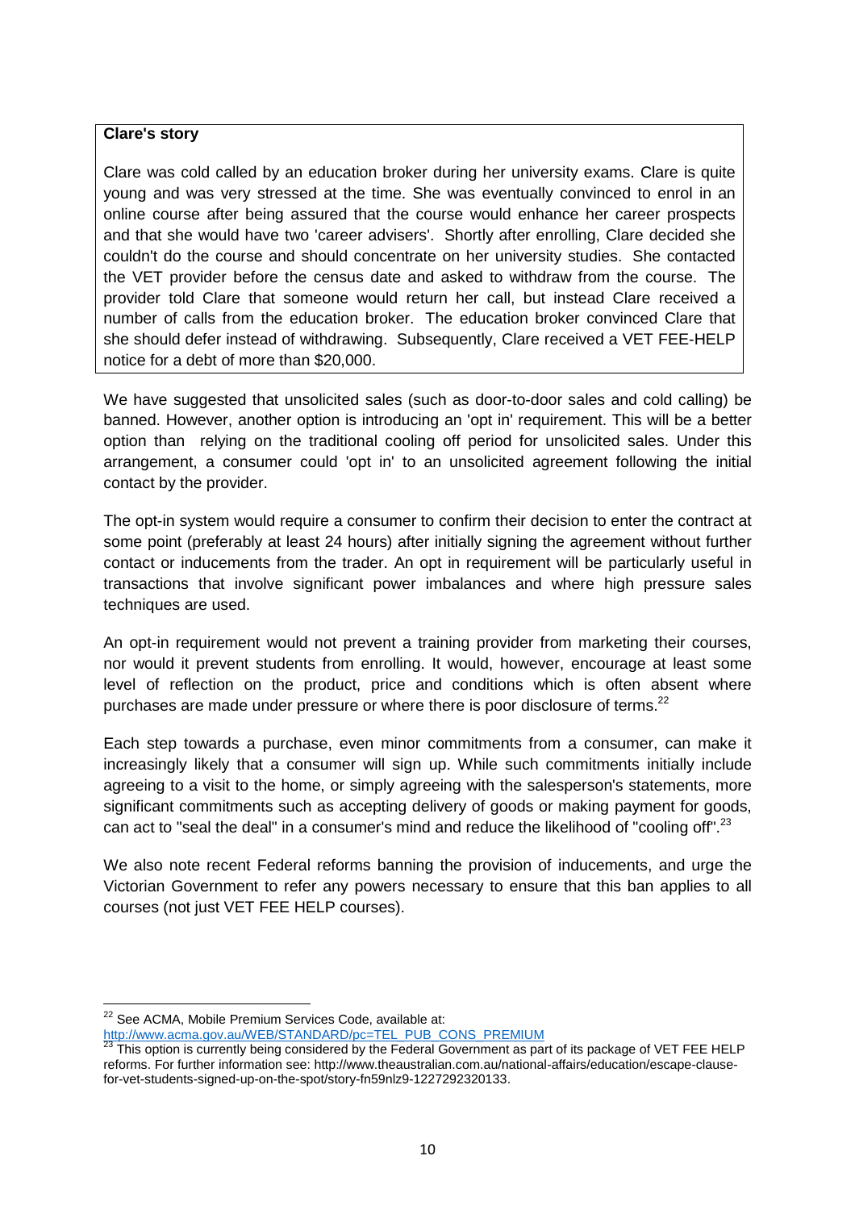**Clare's story**

Clare was cold called by an education broker during her university exams. Clare is quite young and was very stressed at the time. She was eventually convinced to enrol in an online course after being assured that the course would enhance her career prospects and that she would have two 'career advisers'. Shortly after enrolling, Clare decided she couldn't do the course and should concentrate on her university studies. She contacted the VET provider before the census date and asked to withdraw from the course. The provider told Clare that someone would return her call, but instead Clare received a number of calls from the education broker. The education broker convinced Clare that she should defer instead of withdrawing. Subsequently, Clare received a VET FEE-HELP notice for a debt of more than $20,000.

We have suggested that unsolicited sales (such as door-to-door sales and cold calling) be banned. However, another option is introducing an 'opt in' requirement. This will be a better option than relying on the traditional cooling off period for unsolicited sales. Under this arrangement, a consumer could 'opt in' to an unsolicited agreement following the initial contact by the provider.

The opt-in system would require a consumer to confirm their decision to enter the contract at some point (preferably at least 24 hours) after initially signing the agreement without further contact or inducements from the trader. An opt in requirement will be particularly useful in transactions that involve significant power imbalances and where high pressure sales techniques are used.

An opt-in requirement would not prevent a training provider from marketing their courses, nor would it prevent students from enrolling. It would, however, encourage at least some level of reflection on the product, price and conditions which is often absent where purchases are made under pressure or where there is poor disclosure of terms.[22]

Each step towards a purchase, even minor commitments from a consumer, can make it increasingly likely that a consumer will sign up. While such commitments initially include agreeing to a visit to the home, or simply agreeing with the salesperson's statements, more significant commitments such as accepting delivery of goods or making payment for goods, can act to "seal the deal" in a consumer's mind and reduce the likelihood of "cooling off".[23]

We also note recent Federal reforms banning the provision of inducements, and urge the Victorian Government to refer any powers necessary to ensure that this ban applies to all courses (not just VET FEE HELP courses).

---

[22] See ACMA, Mobile Premium Services Code, available at: http://www.acma.gov.au/WEB/STANDARD/pc=TEL_PUB_CONS_PREMIUM

[23] This option is currently being considered by the Federal Government as part of its package of VET FEE HELP reforms. For further information see: http://www.theaustralian.com.au/national-affairs/education/escape-clause-for-vet-students-signed-up-on-the-spot/story-fn59nlz9-1227292320133.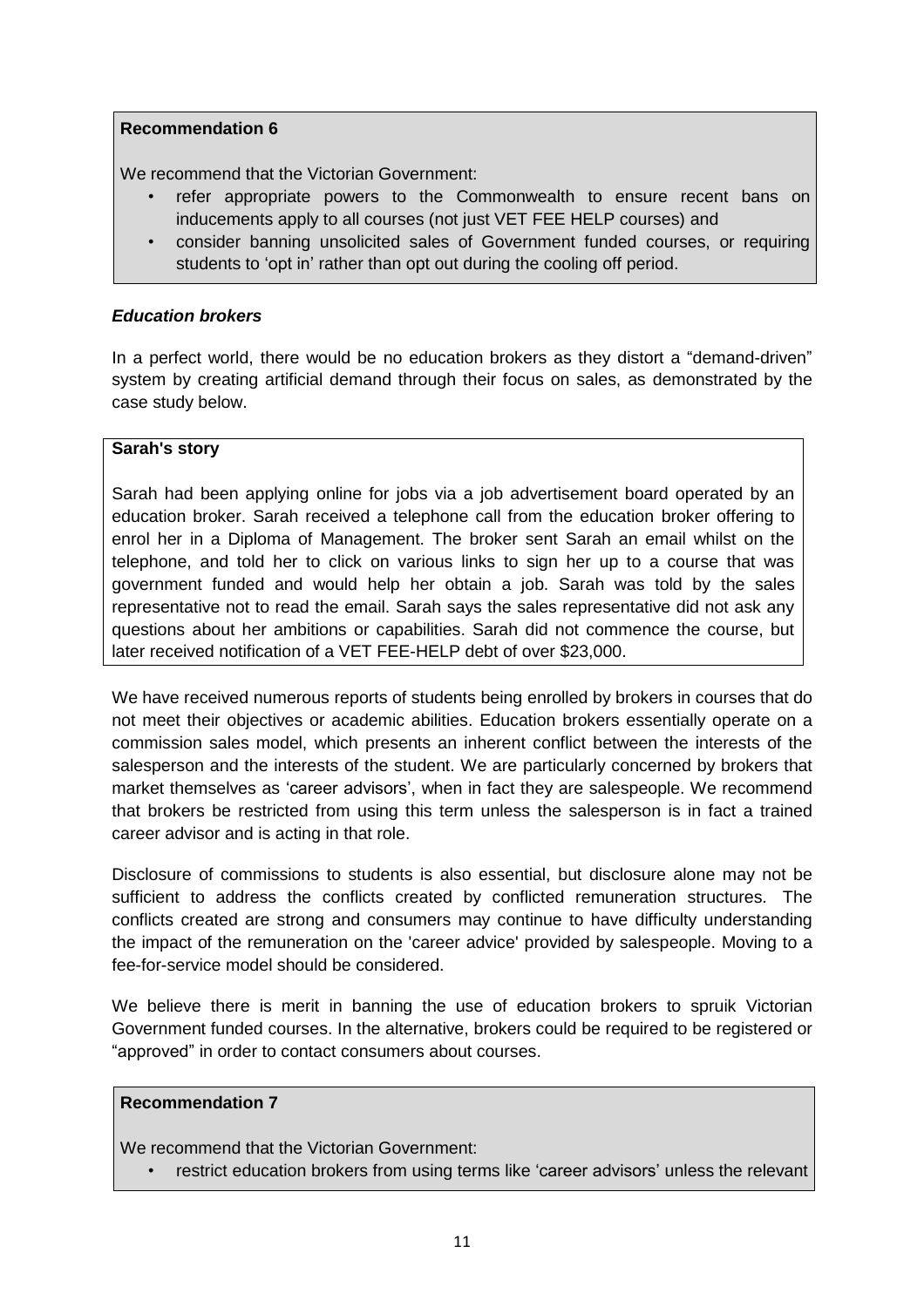**Recommendation 6**

We recommend that the Victorian Government:

- refer appropriate powers to the Commonwealth to ensure recent bans on inducements apply to all courses (not just VET FEE HELP courses) and
- consider banning unsolicited sales of Government funded courses, or requiring students to 'opt in' rather than opt out during the cooling off period.

***Education brokers***

In a perfect world, there would be no education brokers as they distort a "demand-driven" system by creating artificial demand through their focus on sales, as demonstrated by the case study below.

**Sarah's story**

Sarah had been applying online for jobs via a job advertisement board operated by an education broker. Sarah received a telephone call from the education broker offering to enrol her in a Diploma of Management. The broker sent Sarah an email whilst on the telephone, and told her to click on various links to sign her up to a course that was government funded and would help her obtain a job. Sarah was told by the sales representative not to read the email. Sarah says the sales representative did not ask any questions about her ambitions or capabilities. Sarah did not commence the course, but later received notification of a VET FEE-HELP debt of over $23,000.

We have received numerous reports of students being enrolled by brokers in courses that do not meet their objectives or academic abilities. Education brokers essentially operate on a commission sales model, which presents an inherent conflict between the interests of the salesperson and the interests of the student. We are particularly concerned by brokers that market themselves as 'career advisors', when in fact they are salespeople. We recommend that brokers be restricted from using this term unless the salesperson is in fact a trained career advisor and is acting in that role.

Disclosure of commissions to students is also essential, but disclosure alone may not be sufficient to address the conflicts created by conflicted remuneration structures. The conflicts created are strong and consumers may continue to have difficulty understanding the impact of the remuneration on the 'career advice' provided by salespeople. Moving to a fee-for-service model should be considered.

We believe there is merit in banning the use of education brokers to spruik Victorian Government funded courses. In the alternative, brokers could be required to be registered or "approved" in order to contact consumers about courses.

**Recommendation 7**

We recommend that the Victorian Government:

- restrict education brokers from using terms like 'career advisors' unless the relevant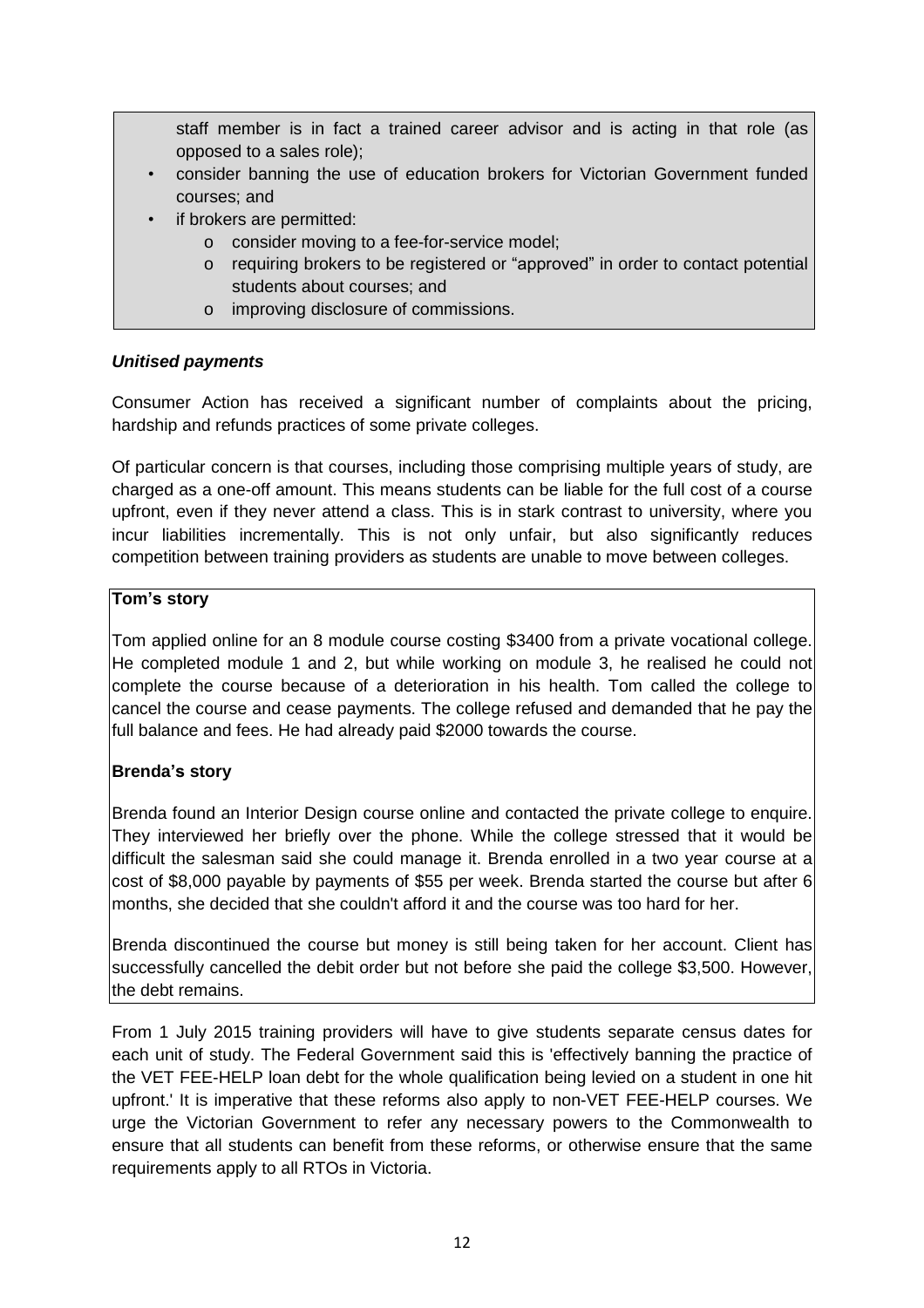staff member is in fact a trained career advisor and is acting in that role (as opposed to a sales role);

- consider banning the use of education brokers for Victorian Government funded courses; and
- if brokers are permitted:
  - consider moving to a fee-for-service model;
  - requiring brokers to be registered or "approved" in order to contact potential students about courses; and
  - improving disclosure of commissions.

***Unitised payments***

Consumer Action has received a significant number of complaints about the pricing, hardship and refunds practices of some private colleges.

Of particular concern is that courses, including those comprising multiple years of study, are charged as a one-off amount. This means students can be liable for the full cost of a course upfront, even if they never attend a class. This is in stark contrast to university, where you incur liabilities incrementally. This is not only unfair, but also significantly reduces competition between training providers as students are unable to move between colleges.

**Tom's story**

Tom applied online for an 8 module course costing $3400 from a private vocational college. He completed module 1 and 2, but while working on module 3, he realised he could not complete the course because of a deterioration in his health. Tom called the college to cancel the course and cease payments. The college refused and demanded that he pay the full balance and fees. He had already paid $2000 towards the course.

**Brenda's story**

Brenda found an Interior Design course online and contacted the private college to enquire. They interviewed her briefly over the phone. While the college stressed that it would be difficult the salesman said she could manage it. Brenda enrolled in a two year course at a cost of $8,000 payable by payments of $55 per week. Brenda started the course but after 6 months, she decided that she couldn't afford it and the course was too hard for her.

Brenda discontinued the course but money is still being taken for her account. Client has successfully cancelled the debit order but not before she paid the college $3,500. However, the debt remains.

From 1 July 2015 training providers will have to give students separate census dates for each unit of study. The Federal Government said this is 'effectively banning the practice of the VET FEE-HELP loan debt for the whole qualification being levied on a student in one hit upfront.' It is imperative that these reforms also apply to non-VET FEE-HELP courses. We urge the Victorian Government to refer any necessary powers to the Commonwealth to ensure that all students can benefit from these reforms, or otherwise ensure that the same requirements apply to all RTOs in Victoria.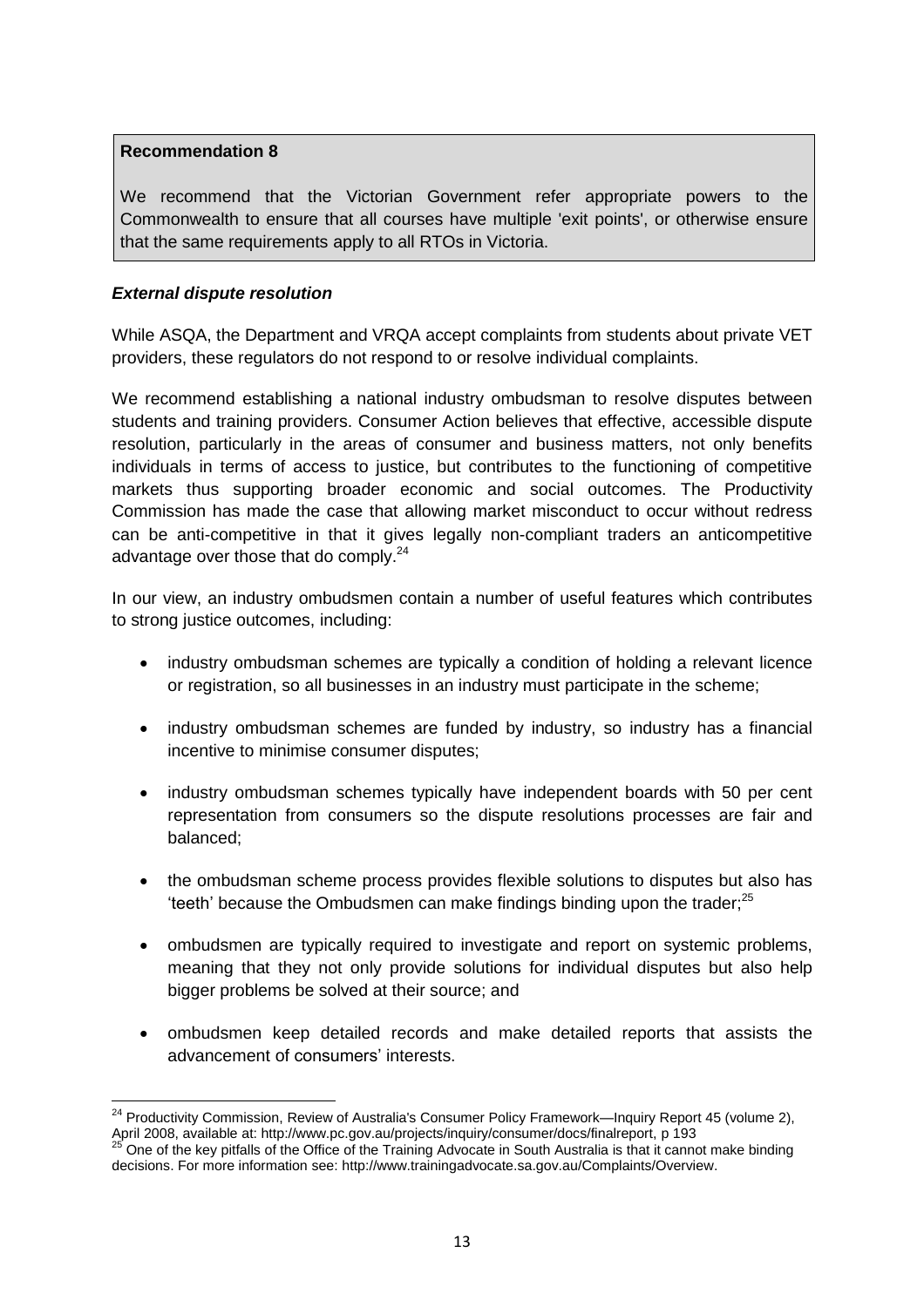**Recommendation 8**

We recommend that the Victorian Government refer appropriate powers to the Commonwealth to ensure that all courses have multiple 'exit points', or otherwise ensure that the same requirements apply to all RTOs in Victoria.

***External dispute resolution***

While ASQA, the Department and VRQA accept complaints from students about private VET providers, these regulators do not respond to or resolve individual complaints.

We recommend establishing a national industry ombudsman to resolve disputes between students and training providers. Consumer Action believes that effective, accessible dispute resolution, particularly in the areas of consumer and business matters, not only benefits individuals in terms of access to justice, but contributes to the functioning of competitive markets thus supporting broader economic and social outcomes. The Productivity Commission has made the case that allowing market misconduct to occur without redress can be anti-competitive in that it gives legally non-compliant traders an anticompetitive advantage over those that do comply.[24]

In our view, an industry ombudsmen contain a number of useful features which contributes to strong justice outcomes, including:

- industry ombudsman schemes are typically a condition of holding a relevant licence or registration, so all businesses in an industry must participate in the scheme;
- industry ombudsman schemes are funded by industry, so industry has a financial incentive to minimise consumer disputes;
- industry ombudsman schemes typically have independent boards with 50 per cent representation from consumers so the dispute resolutions processes are fair and balanced;
- the ombudsman scheme process provides flexible solutions to disputes but also has 'teeth' because the Ombudsmen can make findings binding upon the trader;[25]
- ombudsmen are typically required to investigate and report on systemic problems, meaning that they not only provide solutions for individual disputes but also help bigger problems be solved at their source; and
- ombudsmen keep detailed records and make detailed reports that assists the advancement of consumers' interests.

---

[24] Productivity Commission, Review of Australia's Consumer Policy Framework—Inquiry Report 45 (volume 2), April 2008, available at: http://www.pc.gov.au/projects/inquiry/consumer/docs/finalreport, p 193

[25] One of the key pitfalls of the Office of the Training Advocate in South Australia is that it cannot make binding decisions. For more information see: http://www.trainingadvocate.sa.gov.au/Complaints/Overview.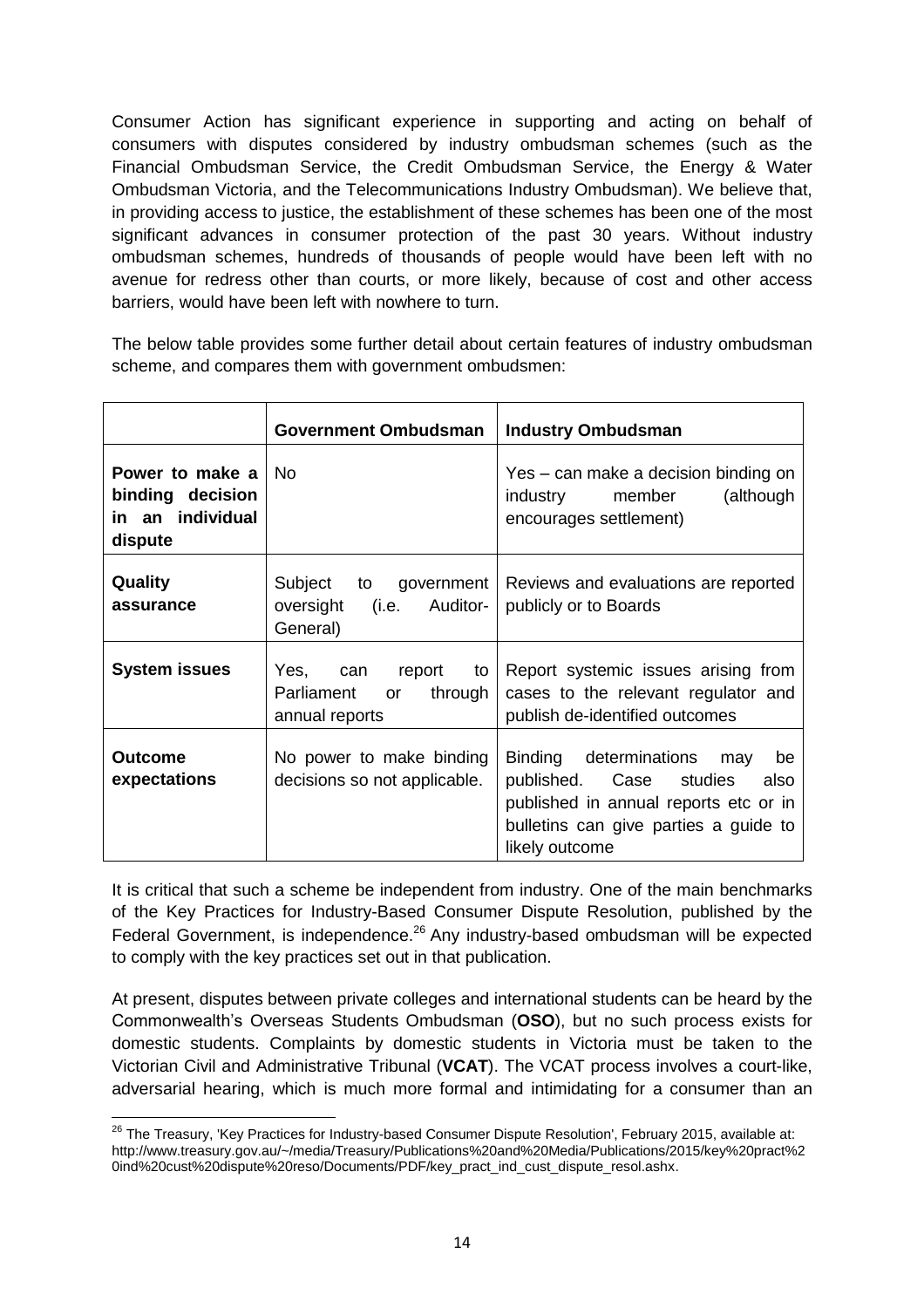Consumer Action has significant experience in supporting and acting on behalf of consumers with disputes considered by industry ombudsman schemes (such as the Financial Ombudsman Service, the Credit Ombudsman Service, the Energy & Water Ombudsman Victoria, and the Telecommunications Industry Ombudsman). We believe that, in providing access to justice, the establishment of these schemes has been one of the most significant advances in consumer protection of the past 30 years. Without industry ombudsman schemes, hundreds of thousands of people would have been left with no avenue for redress other than courts, or more likely, because of cost and other access barriers, would have been left with nowhere to turn.

The below table provides some further detail about certain features of industry ombudsman scheme, and compares them with government ombudsmen:

| | **Government Ombudsman** | **Industry Ombudsman** |
|---|---|---|
| **Power to make a binding decision in an individual dispute** | No | Yes – can make a decision binding on industry member (although encourages settlement) |
| **Quality assurance** | Subject to government oversight (i.e. Auditor-General) | Reviews and evaluations are reported publicly or to Boards |
| **System issues** | Yes, can report to Parliament or through annual reports | Report systemic issues arising from cases to the relevant regulator and publish de-identified outcomes |
| **Outcome expectations** | No power to make binding decisions so not applicable. | Binding determinations may be published. Case studies also published in annual reports etc or in bulletins can give parties a guide to likely outcome |

It is critical that such a scheme be independent from industry. One of the main benchmarks of the Key Practices for Industry-Based Consumer Dispute Resolution, published by the Federal Government, is independence.[26] Any industry-based ombudsman will be expected to comply with the key practices set out in that publication.

At present, disputes between private colleges and international students can be heard by the Commonwealth's Overseas Students Ombudsman (**OSO**), but no such process exists for domestic students. Complaints by domestic students in Victoria must be taken to the Victorian Civil and Administrative Tribunal (**VCAT**). The VCAT process involves a court-like, adversarial hearing, which is much more formal and intimidating for a consumer than an

[26] The Treasury, 'Key Practices for Industry-based Consumer Dispute Resolution', February 2015, available at: http://www.treasury.gov.au/~/media/Treasury/Publications%20and%20Media/Publications/2015/key%20pract%20ind%20cust%20dispute%20reso/Documents/PDF/key_pract_ind_cust_dispute_resol.ashx.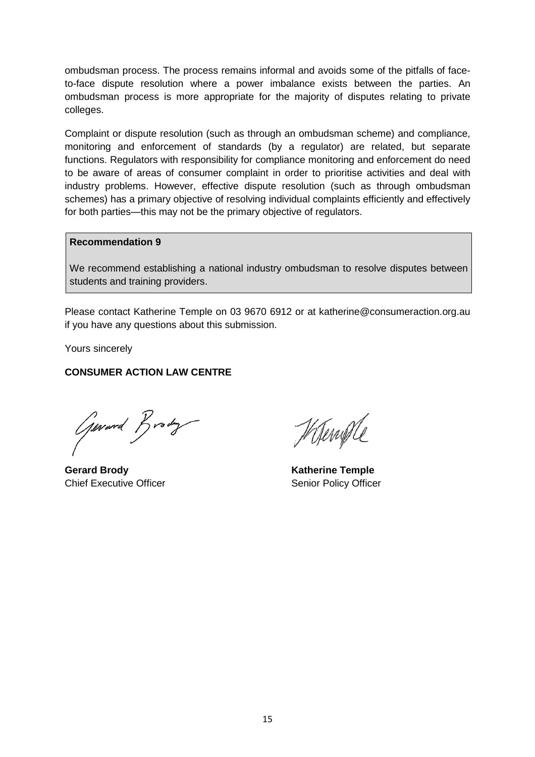ombudsman process. The process remains informal and avoids some of the pitfalls of face-to-face dispute resolution where a power imbalance exists between the parties. An ombudsman process is more appropriate for the majority of disputes relating to private colleges.

Complaint or dispute resolution (such as through an ombudsman scheme) and compliance, monitoring and enforcement of standards (by a regulator) are related, but separate functions. Regulators with responsibility for compliance monitoring and enforcement do need to be aware of areas of consumer complaint in order to prioritise activities and deal with industry problems. However, effective dispute resolution (such as through ombudsman schemes) has a primary objective of resolving individual complaints efficiently and effectively for both parties—this may not be the primary objective of regulators.

**Recommendation 9**

We recommend establishing a national industry ombudsman to resolve disputes between students and training providers.

Please contact Katherine Temple on 03 9670 6912 or at katherine@consumeraction.org.au if you have any questions about this submission.

Yours sincerely

**CONSUMER ACTION LAW CENTRE**

**Gerard Brody**
Chief Executive Officer

**Katherine Temple**
Senior Policy Officer